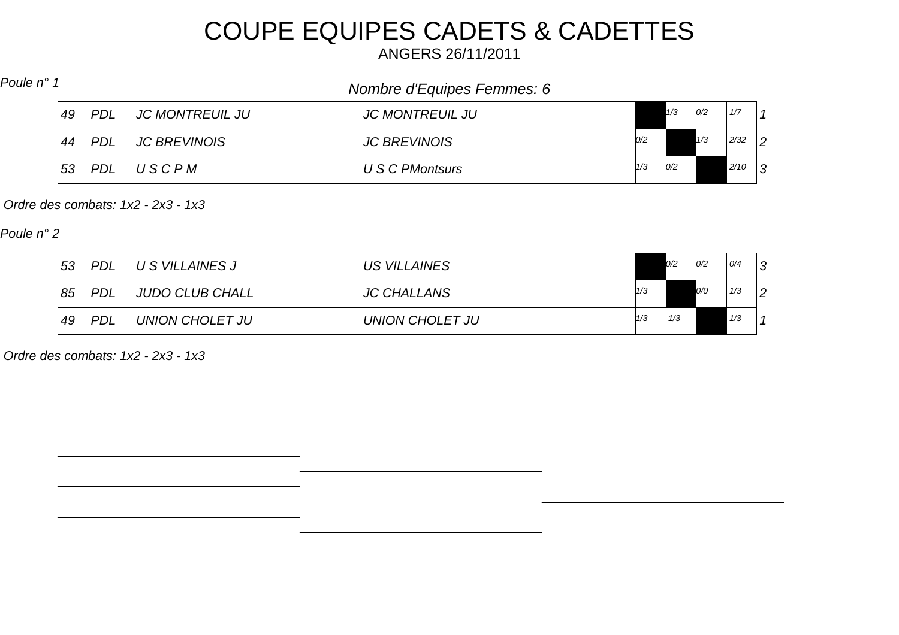# COUPE EQUIPES CADETS & CADETTES

ANGERS 26/11/2011

*Poule n° 1*

*Nombre d'Equipes Femmes: 6*

| | | | | | | | | |
|---|---|---|---|---|---|---|---|---|
| 49 | PDL | JC MONTREUIL JU | JC MONTREUIL JU | | 1/3 | 0/2 | 1/7 | 1 |
| 44 | PDL | JC BREVINOIS | JC BREVINOIS | 0/2 | | 1/3 | 2/32 | 2 |
| 53 | PDL | U S C P M | U S C PMontsurs | 1/3 | 0/2 | | 2/10 | 3 |

*Ordre des combats: 1x2 - 2x3 - 1x3*

*Poule n° 2*

| | | | | | | | | |
|---|---|---|---|---|---|---|---|---|
| 53 | PDL | U S VILLAINES J | US VILLAINES | | 0/2 | 0/2 | 0/4 | 3 |
| 85 | PDL | JUDO CLUB CHALL | JC CHALLANS | 1/3 | | 0/0 | 1/3 | 2 |
| 49 | PDL | UNION CHOLET JU | UNION CHOLET JU | 1/3 | 1/3 | | 1/3 | 1 |

*Ordre des combats: 1x2 - 2x3 - 1x3*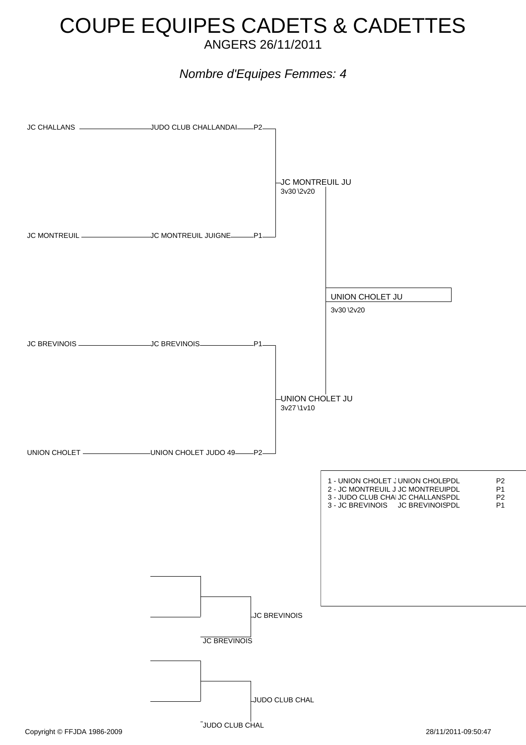# COUPE EQUIPES CADETS & CADETTES

ANGERS 26/11/2011

*Nombre d'Equipes Femmes: 4*

JC CHALLANS — JUDO CLUB CHALLANDAI — P2

JC MONTREUIL JU
3v30 \2v20

JC MONTREUIL — JC MONTREUIL JUIGNE — P1

UNION CHOLET JU
3v30 \2v20

JC BREVINOIS — JC BREVINOIS — P1

UNION CHOLET JU
3v27 \1v10

UNION CHOLET — UNION CHOLET JUDO 49 — P2

| | | | |
|---|---|---|---|
| 1 - UNION CHOLET J | UNION CHOLE | PDL | P2 |
| 2 - JC MONTREUIL J | JC MONTREUI | PDL | P1 |
| 3 - JUDO CLUB CHAI | JC CHALLANS | PDL | P2 |
| 3 - JC BREVINOIS | JC BREVINOIS | PDL | P1 |

JC BREVINOIS

JC BREVINOIS

JUDO CLUB CHAL

JUDO CLUB CHAL

Copyright © FFJDA 1986-2009

28/11/2011-09:50:47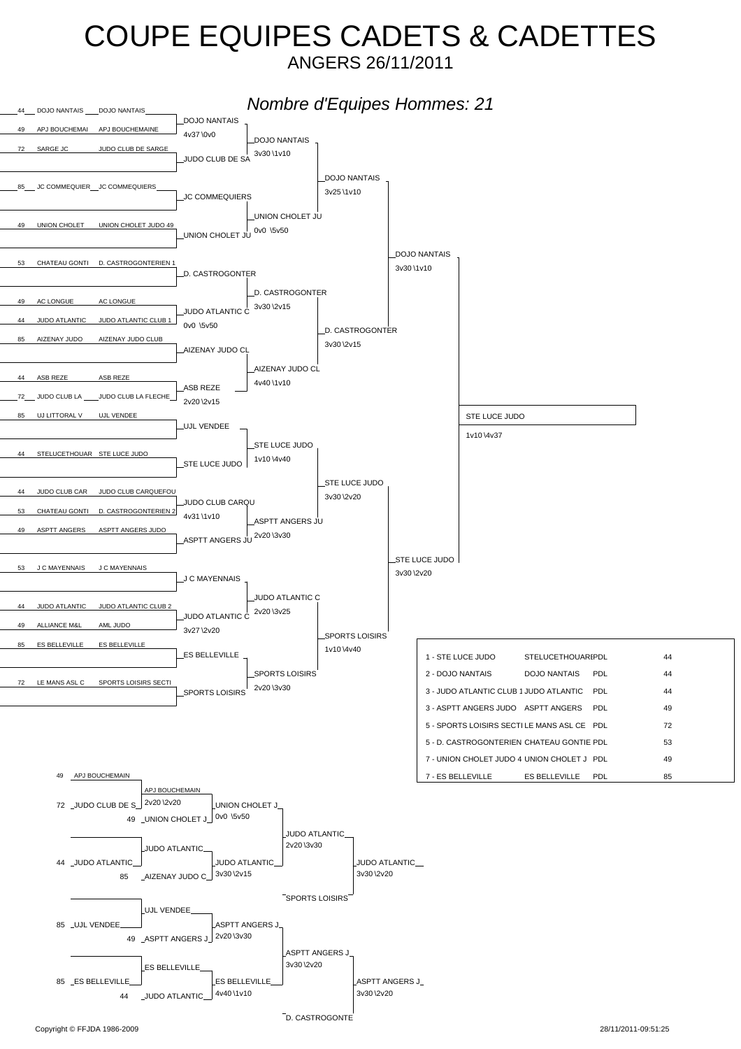# COUPE EQUIPES CADETS & CADETTES

ANGERS 26/11/2011

*Nombre d'Equipes Hommes: 21*

| | | |
|---|---|---|
| 44 | DOJO NANTAIS | DOJO NANTAIS |
| 49 | APJ BOUCHEMAI | APJ BOUCHEMAINE |
| 72 | SARGE JC | JUDO CLUB DE SARGE |
| 85 | JC COMMEQUIER | JC COMMEQUIERS |
| 49 | UNION CHOLET | UNION CHOLET JUDO 49 |
| 53 | CHATEAU GONTI | D. CASTROGONTERIEN 1 |
| 49 | AC LONGUE | AC LONGUE |
| 44 | JUDO ATLANTIC | JUDO ATLANTIC CLUB 1 |
| 85 | AIZENAY JUDO | AIZENAY JUDO CLUB |
| 44 | ASB REZE | ASB REZE |
| 72 | JUDO CLUB LA | JUDO CLUB LA FLECHE |
| 85 | UJ LITTORAL V | UJL VENDEE |
| 44 | STELUCETHOUAR | STE LUCE JUDO |
| 44 | JUDO CLUB CAR | JUDO CLUB CARQUEFOU |
| 53 | CHATEAU GONTI | D. CASTROGONTERIEN 2 |
| 49 | ASPTT ANGERS | ASPTT ANGERS JUDO |
| 53 | J C MAYENNAIS | J C MAYENNAIS |
| 44 | JUDO ATLANTIC | JUDO ATLANTIC CLUB 2 |
| 49 | ALLIANCE M&L | AML JUDO |
| 85 | ES BELLEVILLE | ES BELLEVILLE |
| 72 | LE MANS ASL C | SPORTS LOISIRS SECTI |

DOJO NANTAIS 4v37 \0v0
JUDO CLUB DE SA
DOJO NANTAIS 3v30 \1v10
JC COMMEQUIERS
UNION CHOLET JU
UNION CHOLET JU 0v0 \5v50
DOJO NANTAIS 3v25 \1v10
D. CASTROGONTER
D. CASTROGONTER 3v30 \2v15
JUDO ATLANTIC C 0v0 \5v50
AIZENAY JUDO CL
AIZENAY JUDO CL 4v40 \1v10
ASB REZE 2v20 \2v15
D. CASTROGONTER 3v30 \2v15
DOJO NANTAIS 3v30 \1v10
UJL VENDEE
STE LUCE JUDO
STE LUCE JUDO 1v10 \4v40
JUDO CLUB CARQU 4v31 \1v10
ASPTT ANGERS JU
ASPTT ANGERS JU 2v20 \3v30
STE LUCE JUDO 3v30 \2v20
J C MAYENNAIS
JUDO ATLANTIC C 3v27 \2v20
JUDO ATLANTIC C 2v20 \3v25
ES BELLEVILLE
SPORTS LOISIRS
SPORTS LOISIRS 2v20 \3v30
SPORTS LOISIRS 1v10 \4v40
STE LUCE JUDO 3v30 \2v20

STE LUCE JUDO 1v10 \4v37

| | | | |
|---|---|---|---|
| 1 - STE LUCE JUDO | STELUCETHOUAR | PDL | 44 |
| 2 - DOJO NANTAIS | DOJO NANTAIS | PDL | 44 |
| 3 - JUDO ATLANTIC CLUB 1 | JUDO ATLANTIC | PDL | 44 |
| 3 - ASPTT ANGERS JUDO | ASPTT ANGERS | PDL | 49 |
| 5 - SPORTS LOISIRS SECTI | LE MANS ASL CE | PDL | 72 |
| 5 - D. CASTROGONTERIEN | CHATEAU GONTIE | PDL | 53 |
| 7 - UNION CHOLET JUDO 4 | UNION CHOLET J | PDL | 49 |
| 7 - ES BELLEVILLE | ES BELLEVILLE | PDL | 85 |

49 APJ BOUCHEMAIN
APJ BOUCHEMAIN 2v20 \2v20
72 JUDO CLUB DE S
49 UNION CHOLET J
UNION CHOLET J 0v0 \5v50
JUDO ATLANTIC
44 JUDO ATLANTIC
85 AIZENAY JUDO C
JUDO ATLANTIC 3v30 \2v15
JUDO ATLANTIC 2v20 \3v30
JUDO ATLANTIC 3v30 \2v20
SPORTS LOISIRS
UJL VENDEE
85 UJL VENDEE
49 ASPTT ANGERS J
ASPTT ANGERS J 2v20 \3v30
ASPTT ANGERS J 3v30 \2v20
ES BELLEVILLE
85 ES BELLEVILLE
44 JUDO ATLANTIC
ES BELLEVILLE 4v40 \1v10
ASPTT ANGERS J 3v30 \2v20
D. CASTROGONTE

Copyright © FFJDA 1986-2009

28/11/2011-09:51:25